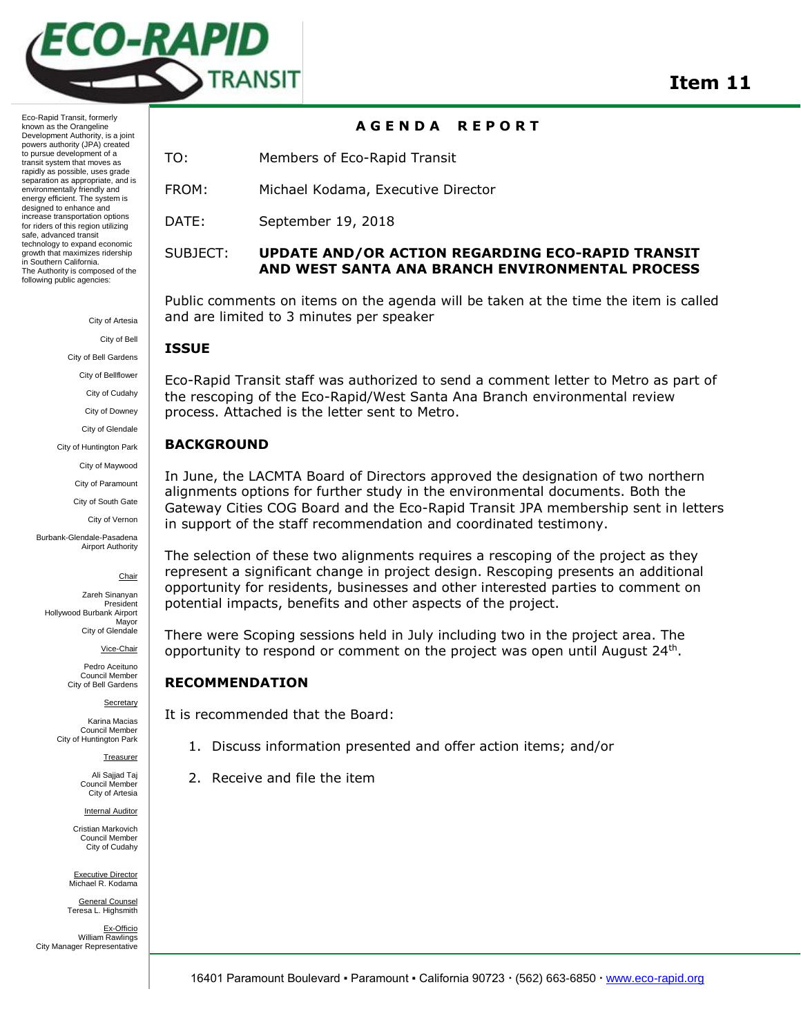# ECO-RAPID TRANSIT

**Item 11**

Eco-Rapid Transit, formerly known as the Orangeline Development Authority, is a joint powers authority (JPA) created to pursue development of a transit system that moves as rapidly as possible, uses grade separation as appropriate, and is environmentally friendly and energy efficient. The system is designed to enhance and increase transportation options for riders of this region utilizing safe, advanced transit technology to expand economic growth that maximizes ridership in Southern California. The Authority is composed of the following public agencies:

City of Artesia
City of Bell
City of Bell Gardens
City of Bellflower
City of Cudahy
City of Downey
City of Glendale
City of Huntington Park
City of Maywood
City of Paramount
City of South Gate
City of Vernon
Burbank-Glendale-Pasadena Airport Authority

Chair
Zareh Sinanyan
President
Hollywood Burbank Airport
Mayor
City of Glendale

Vice-Chair
Pedro Aceituno
Council Member
City of Bell Gardens

Secretary
Karina Macias
Council Member
City of Huntington Park

Treasurer
Ali Sajjad Taj
Council Member
City of Artesia

Internal Auditor
Cristian Markovich
Council Member
City of Cudahy

Executive Director
Michael R. Kodama

General Counsel
Teresa L. Highsmith

Ex-Officio
William Rawlings
City Manager Representative

## AGENDA REPORT

TO: Members of Eco-Rapid Transit

FROM: Michael Kodama, Executive Director

DATE: September 19, 2018

SUBJECT: **UPDATE AND/OR ACTION REGARDING ECO-RAPID TRANSIT AND WEST SANTA ANA BRANCH ENVIRONMENTAL PROCESS**

Public comments on items on the agenda will be taken at the time the item is called and are limited to 3 minutes per speaker

### ISSUE

Eco-Rapid Transit staff was authorized to send a comment letter to Metro as part of the rescoping of the Eco-Rapid/West Santa Ana Branch environmental review process. Attached is the letter sent to Metro.

### BACKGROUND

In June, the LACMTA Board of Directors approved the designation of two northern alignments options for further study in the environmental documents. Both the Gateway Cities COG Board and the Eco-Rapid Transit JPA membership sent in letters in support of the staff recommendation and coordinated testimony.

The selection of these two alignments requires a rescoping of the project as they represent a significant change in project design. Rescoping presents an additional opportunity for residents, businesses and other interested parties to comment on potential impacts, benefits and other aspects of the project.

There were Scoping sessions held in July including two in the project area. The opportunity to respond or comment on the project was open until August 24th.

### RECOMMENDATION

It is recommended that the Board:

1. Discuss information presented and offer action items; and/or
2. Receive and file the item

16401 Paramount Boulevard ▪ Paramount ▪ California 90723 · (562) 663-6850 · www.eco-rapid.org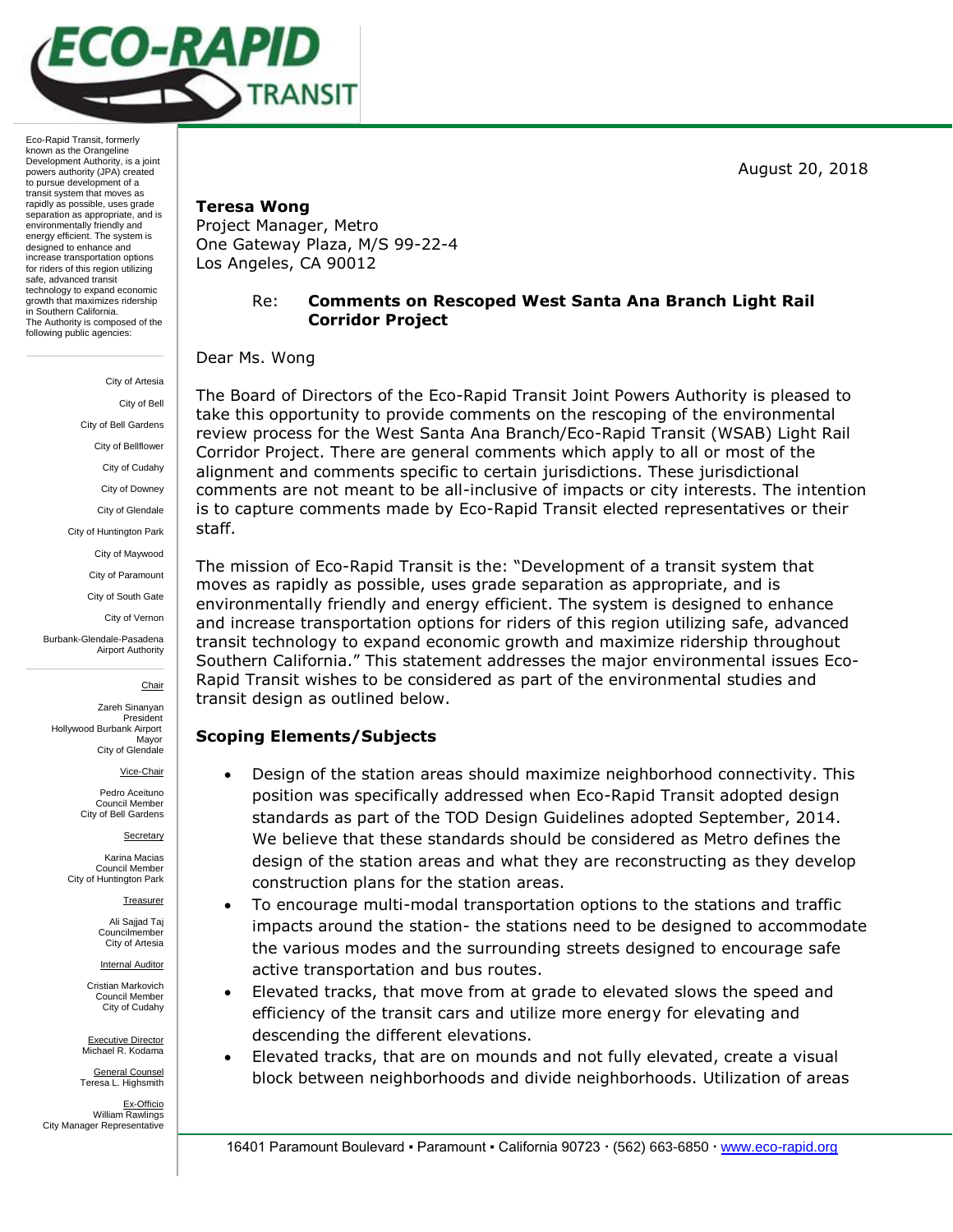Eco-Rapid Transit, formerly known as the Orangeline Development Authority, is a joint powers authority (JPA) created to pursue development of a transit system that moves as rapidly as possible, uses grade separation as appropriate, and is environmentally friendly and energy efficient. The system is designed to enhance and increase transportation options for riders of this region utilizing safe, advanced transit technology to expand economic growth that maximizes ridership in Southern California.
The Authority is composed of the following public agencies:

City of Artesia
City of Bell
City of Bell Gardens
City of Bellflower
City of Cudahy
City of Downey
City of Glendale
City of Huntington Park
City of Maywood
City of Paramount
City of South Gate
City of Vernon
Burbank-Glendale-Pasadena Airport Authority

Chair
Zareh Sinanyan
President
Hollywood Burbank Airport
Mayor
City of Glendale

Vice-Chair
Pedro Aceituno
Council Member
City of Bell Gardens

Secretary
Karina Macias
Council Member
City of Huntington Park

Treasurer
Ali Sajjad Taj
Councilmember
City of Artesia

Internal Auditor
Cristian Markovich
Council Member
City of Cudahy

Executive Director
Michael R. Kodama

General Counsel
Teresa L. Highsmith

Ex-Officio
William Rawlings
City Manager Representative

August 20, 2018

**Teresa Wong**
Project Manager, Metro
One Gateway Plaza, M/S 99-22-4
Los Angeles, CA 90012

Re: **Comments on Rescoped West Santa Ana Branch Light Rail Corridor Project**

Dear Ms. Wong

The Board of Directors of the Eco-Rapid Transit Joint Powers Authority is pleased to take this opportunity to provide comments on the rescoping of the environmental review process for the West Santa Ana Branch/Eco-Rapid Transit (WSAB) Light Rail Corridor Project. There are general comments which apply to all or most of the alignment and comments specific to certain jurisdictions. These jurisdictional comments are not meant to be all-inclusive of impacts or city interests. The intention is to capture comments made by Eco-Rapid Transit elected representatives or their staff.

The mission of Eco-Rapid Transit is the: "Development of a transit system that moves as rapidly as possible, uses grade separation as appropriate, and is environmentally friendly and energy efficient. The system is designed to enhance and increase transportation options for riders of this region utilizing safe, advanced transit technology to expand economic growth and maximize ridership throughout Southern California." This statement addresses the major environmental issues Eco-Rapid Transit wishes to be considered as part of the environmental studies and transit design as outlined below.

## Scoping Elements/Subjects

- Design of the station areas should maximize neighborhood connectivity. This position was specifically addressed when Eco-Rapid Transit adopted design standards as part of the TOD Design Guidelines adopted September, 2014. We believe that these standards should be considered as Metro defines the design of the station areas and what they are reconstructing as they develop construction plans for the station areas.
- To encourage multi-modal transportation options to the stations and traffic impacts around the station- the stations need to be designed to accommodate the various modes and the surrounding streets designed to encourage safe active transportation and bus routes.
- Elevated tracks, that move from at grade to elevated slows the speed and efficiency of the transit cars and utilize more energy for elevating and descending the different elevations.
- Elevated tracks, that are on mounds and not fully elevated, create a visual block between neighborhoods and divide neighborhoods. Utilization of areas

16401 Paramount Boulevard ▪ Paramount ▪ California 90723 · (562) 663-6850 · www.eco-rapid.org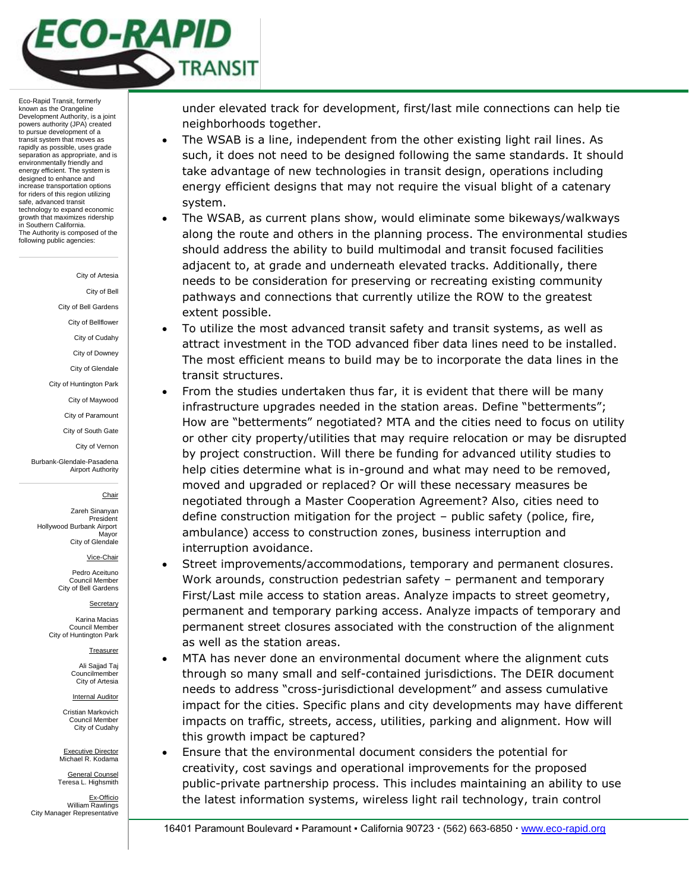under elevated track for development, first/last mile connections can help tie neighborhoods together.

- The WSAB is a line, independent from the other existing light rail lines. As such, it does not need to be designed following the same standards. It should take advantage of new technologies in transit design, operations including energy efficient designs that may not require the visual blight of a catenary system.
- The WSAB, as current plans show, would eliminate some bikeways/walkways along the route and others in the planning process. The environmental studies should address the ability to build multimodal and transit focused facilities adjacent to, at grade and underneath elevated tracks. Additionally, there needs to be consideration for preserving or recreating existing community pathways and connections that currently utilize the ROW to the greatest extent possible.
- To utilize the most advanced transit safety and transit systems, as well as attract investment in the TOD advanced fiber data lines need to be installed. The most efficient means to build may be to incorporate the data lines in the transit structures.
- From the studies undertaken thus far, it is evident that there will be many infrastructure upgrades needed in the station areas. Define "betterments"; How are "betterments" negotiated? MTA and the cities need to focus on utility or other city property/utilities that may require relocation or may be disrupted by project construction. Will there be funding for advanced utility studies to help cities determine what is in-ground and what may need to be removed, moved and upgraded or replaced? Or will these necessary measures be negotiated through a Master Cooperation Agreement? Also, cities need to define construction mitigation for the project – public safety (police, fire, ambulance) access to construction zones, business interruption and interruption avoidance.
- Street improvements/accommodations, temporary and permanent closures. Work arounds, construction pedestrian safety – permanent and temporary First/Last mile access to station areas. Analyze impacts to street geometry, permanent and temporary parking access. Analyze impacts of temporary and permanent street closures associated with the construction of the alignment as well as the station areas.
- MTA has never done an environmental document where the alignment cuts through so many small and self-contained jurisdictions. The DEIR document needs to address "cross-jurisdictional development" and assess cumulative impact for the cities. Specific plans and city developments may have different impacts on traffic, streets, access, utilities, parking and alignment. How will this growth impact be captured?
- Ensure that the environmental document considers the potential for creativity, cost savings and operational improvements for the proposed public-private partnership process. This includes maintaining an ability to use the latest information systems, wireless light rail technology, train control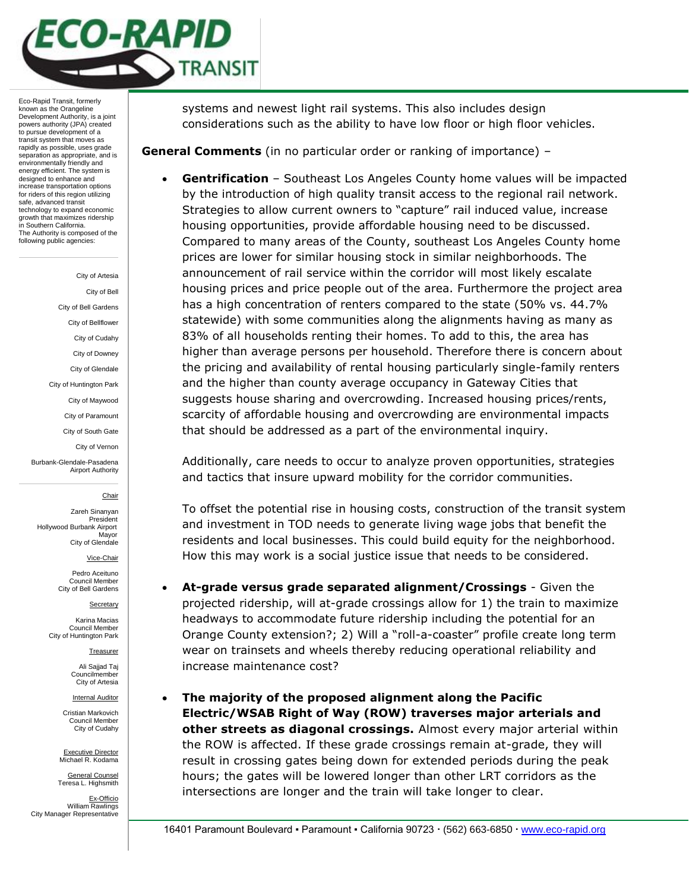systems and newest light rail systems. This also includes design considerations such as the ability to have low floor or high floor vehicles.

**General Comments** (in no particular order or ranking of importance) –

- **Gentrification** – Southeast Los Angeles County home values will be impacted by the introduction of high quality transit access to the regional rail network. Strategies to allow current owners to "capture" rail induced value, increase housing opportunities, provide affordable housing need to be discussed. Compared to many areas of the County, southeast Los Angeles County home prices are lower for similar housing stock in similar neighborhoods. The announcement of rail service within the corridor will most likely escalate housing prices and price people out of the area. Furthermore the project area has a high concentration of renters compared to the state (50% vs. 44.7% statewide) with some communities along the alignments having as many as 83% of all households renting their homes. To add to this, the area has higher than average persons per household. Therefore there is concern about the pricing and availability of rental housing particularly single-family renters and the higher than county average occupancy in Gateway Cities that suggests house sharing and overcrowding. Increased housing prices/rents, scarcity of affordable housing and overcrowding are environmental impacts that should be addressed as a part of the environmental inquiry.

  Additionally, care needs to occur to analyze proven opportunities, strategies and tactics that insure upward mobility for the corridor communities.

  To offset the potential rise in housing costs, construction of the transit system and investment in TOD needs to generate living wage jobs that benefit the residents and local businesses. This could build equity for the neighborhood. How this may work is a social justice issue that needs to be considered.

- **At-grade versus grade separated alignment/Crossings** - Given the projected ridership, will at-grade crossings allow for 1) the train to maximize headways to accommodate future ridership including the potential for an Orange County extension?; 2) Will a "roll-a-coaster" profile create long term wear on trainsets and wheels thereby reducing operational reliability and increase maintenance cost?

- **The majority of the proposed alignment along the Pacific Electric/WSAB Right of Way (ROW) traverses major arterials and other streets as diagonal crossings.** Almost every major arterial within the ROW is affected. If these grade crossings remain at-grade, they will result in crossing gates being down for extended periods during the peak hours; the gates will be lowered longer than other LRT corridors as the intersections are longer and the train will take longer to clear.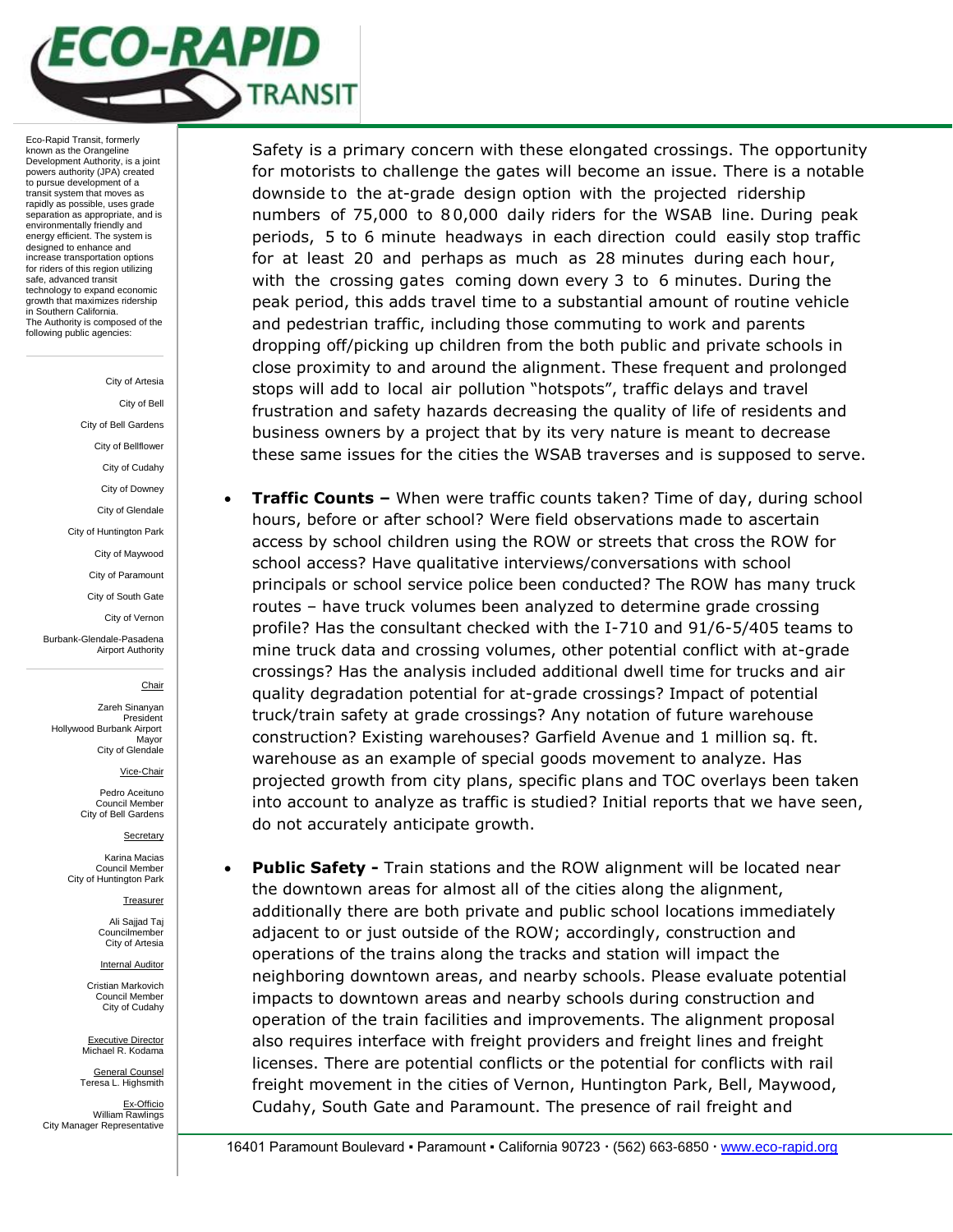Safety is a primary concern with these elongated crossings. The opportunity for motorists to challenge the gates will become an issue. There is a notable downside to the at-grade design option with the projected ridership numbers of 75,000 to 80,000 daily riders for the WSAB line. During peak periods, 5 to 6 minute headways in each direction could easily stop traffic for at least 20 and perhaps as much as 28 minutes during each hour, with the crossing gates coming down every 3 to 6 minutes. During the peak period, this adds travel time to a substantial amount of routine vehicle and pedestrian traffic, including those commuting to work and parents dropping off/picking up children from the both public and private schools in close proximity to and around the alignment. These frequent and prolonged stops will add to local air pollution "hotspots", traffic delays and travel frustration and safety hazards decreasing the quality of life of residents and business owners by a project that by its very nature is meant to decrease these same issues for the cities the WSAB traverses and is supposed to serve.

- **Traffic Counts –** When were traffic counts taken? Time of day, during school hours, before or after school? Were field observations made to ascertain access by school children using the ROW or streets that cross the ROW for school access? Have qualitative interviews/conversations with school principals or school service police been conducted? The ROW has many truck routes – have truck volumes been analyzed to determine grade crossing profile? Has the consultant checked with the I-710 and 91/6-5/405 teams to mine truck data and crossing volumes, other potential conflict with at-grade crossings? Has the analysis included additional dwell time for trucks and air quality degradation potential for at-grade crossings? Impact of potential truck/train safety at grade crossings? Any notation of future warehouse construction? Existing warehouses? Garfield Avenue and 1 million sq. ft. warehouse as an example of special goods movement to analyze. Has projected growth from city plans, specific plans and TOC overlays been taken into account to analyze as traffic is studied? Initial reports that we have seen, do not accurately anticipate growth.

- **Public Safety -** Train stations and the ROW alignment will be located near the downtown areas for almost all of the cities along the alignment, additionally there are both private and public school locations immediately adjacent to or just outside of the ROW; accordingly, construction and operations of the trains along the tracks and station will impact the neighboring downtown areas, and nearby schools. Please evaluate potential impacts to downtown areas and nearby schools during construction and operation of the train facilities and improvements. The alignment proposal also requires interface with freight providers and freight lines and freight licenses. There are potential conflicts or the potential for conflicts with rail freight movement in the cities of Vernon, Huntington Park, Bell, Maywood, Cudahy, South Gate and Paramount. The presence of rail freight and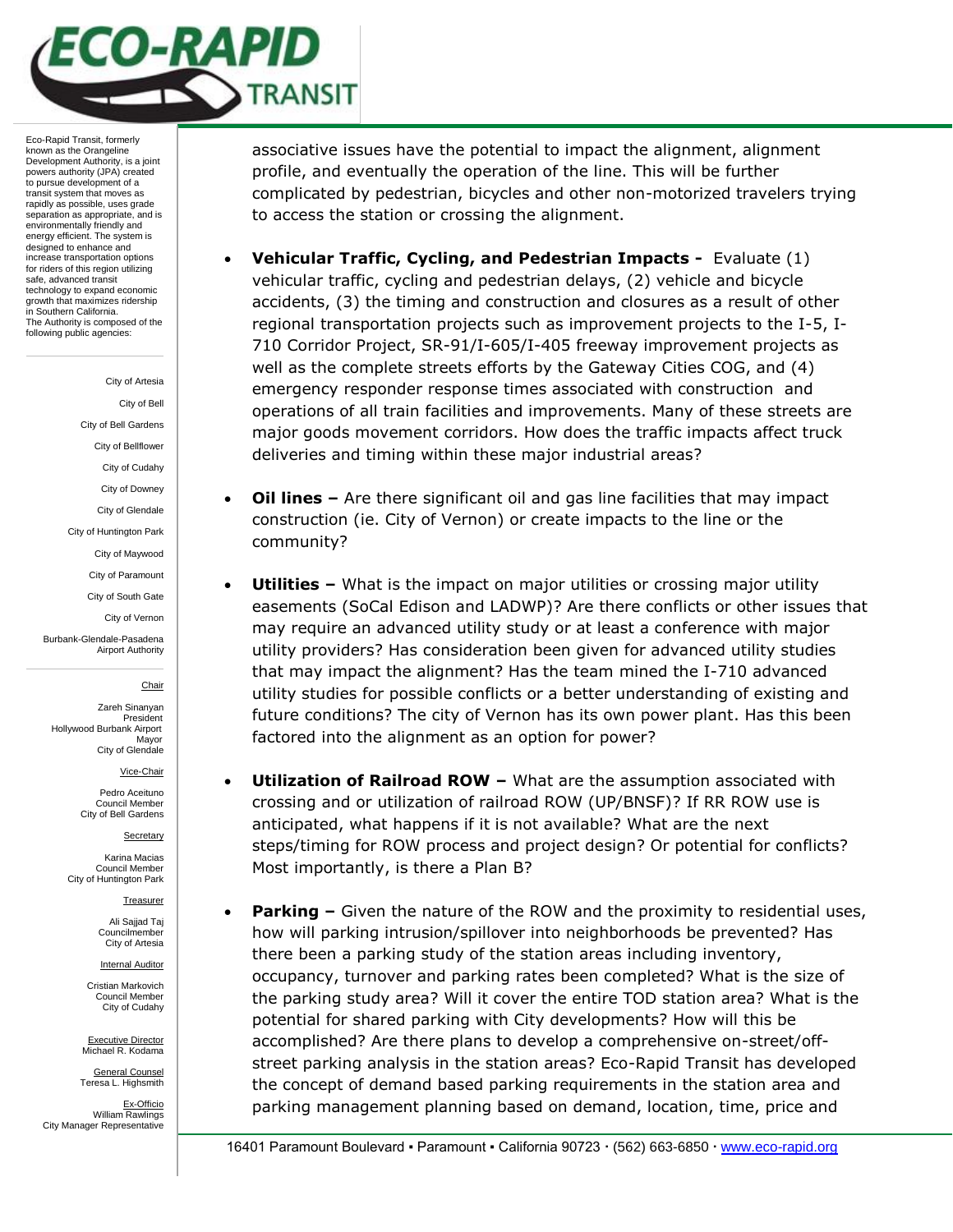associative issues have the potential to impact the alignment, alignment profile, and eventually the operation of the line. This will be further complicated by pedestrian, bicycles and other non-motorized travelers trying to access the station or crossing the alignment.

- **Vehicular Traffic, Cycling, and Pedestrian Impacts -** Evaluate (1) vehicular traffic, cycling and pedestrian delays, (2) vehicle and bicycle accidents, (3) the timing and construction and closures as a result of other regional transportation projects such as improvement projects to the I-5, I-710 Corridor Project, SR-91/I-605/I-405 freeway improvement projects as well as the complete streets efforts by the Gateway Cities COG, and (4) emergency responder response times associated with construction and operations of all train facilities and improvements. Many of these streets are major goods movement corridors. How does the traffic impacts affect truck deliveries and timing within these major industrial areas?

- **Oil lines –** Are there significant oil and gas line facilities that may impact construction (ie. City of Vernon) or create impacts to the line or the community?

- **Utilities –** What is the impact on major utilities or crossing major utility easements (SoCal Edison and LADWP)? Are there conflicts or other issues that may require an advanced utility study or at least a conference with major utility providers? Has consideration been given for advanced utility studies that may impact the alignment? Has the team mined the I-710 advanced utility studies for possible conflicts or a better understanding of existing and future conditions? The city of Vernon has its own power plant. Has this been factored into the alignment as an option for power?

- **Utilization of Railroad ROW –** What are the assumption associated with crossing and or utilization of railroad ROW (UP/BNSF)? If RR ROW use is anticipated, what happens if it is not available? What are the next steps/timing for ROW process and project design? Or potential for conflicts? Most importantly, is there a Plan B?

- **Parking –** Given the nature of the ROW and the proximity to residential uses, how will parking intrusion/spillover into neighborhoods be prevented? Has there been a parking study of the station areas including inventory, occupancy, turnover and parking rates been completed? What is the size of the parking study area? Will it cover the entire TOD station area? What is the potential for shared parking with City developments? How will this be accomplished? Are there plans to develop a comprehensive on-street/off-street parking analysis in the station areas? Eco-Rapid Transit has developed the concept of demand based parking requirements in the station area and parking management planning based on demand, location, time, price and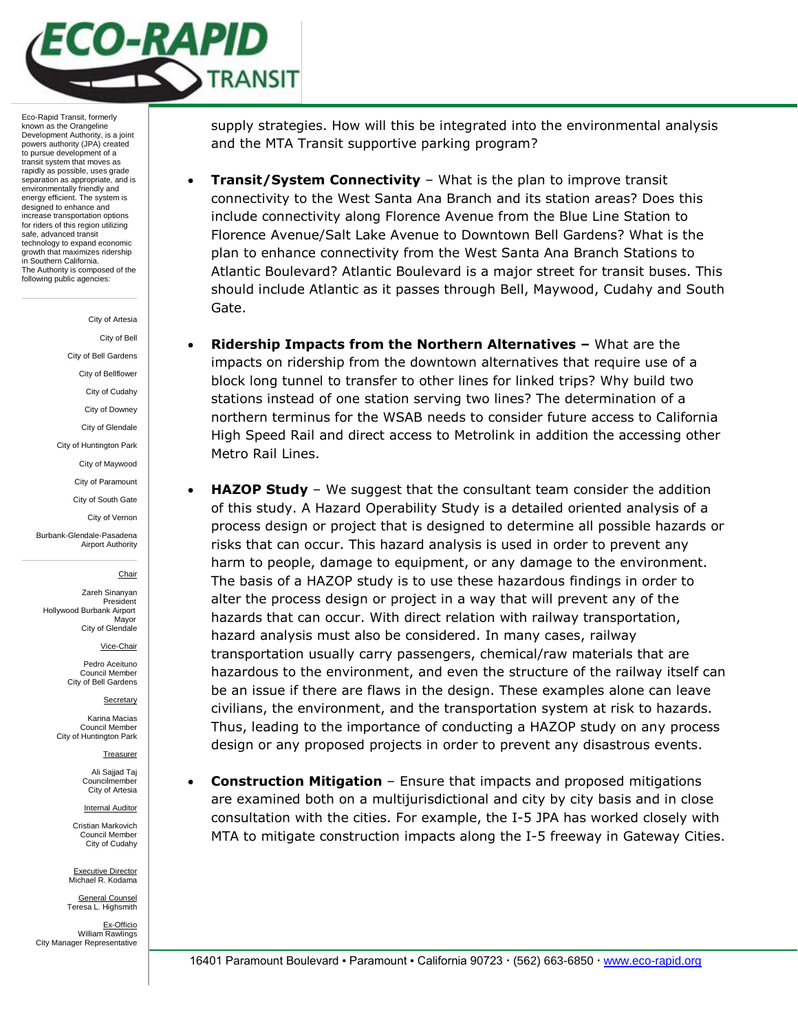supply strategies. How will this be integrated into the environmental analysis and the MTA Transit supportive parking program?

- **Transit/System Connectivity** – What is the plan to improve transit connectivity to the West Santa Ana Branch and its station areas? Does this include connectivity along Florence Avenue from the Blue Line Station to Florence Avenue/Salt Lake Avenue to Downtown Bell Gardens? What is the plan to enhance connectivity from the West Santa Ana Branch Stations to Atlantic Boulevard? Atlantic Boulevard is a major street for transit buses. This should include Atlantic as it passes through Bell, Maywood, Cudahy and South Gate.

- **Ridership Impacts from the Northern Alternatives –** What are the impacts on ridership from the downtown alternatives that require use of a block long tunnel to transfer to other lines for linked trips? Why build two stations instead of one station serving two lines? The determination of a northern terminus for the WSAB needs to consider future access to California High Speed Rail and direct access to Metrolink in addition the accessing other Metro Rail Lines.

- **HAZOP Study** – We suggest that the consultant team consider the addition of this study. A Hazard Operability Study is a detailed oriented analysis of a process design or project that is designed to determine all possible hazards or risks that can occur. This hazard analysis is used in order to prevent any harm to people, damage to equipment, or any damage to the environment. The basis of a HAZOP study is to use these hazardous findings in order to alter the process design or project in a way that will prevent any of the hazards that can occur. With direct relation with railway transportation, hazard analysis must also be considered. In many cases, railway transportation usually carry passengers, chemical/raw materials that are hazardous to the environment, and even the structure of the railway itself can be an issue if there are flaws in the design. These examples alone can leave civilians, the environment, and the transportation system at risk to hazards. Thus, leading to the importance of conducting a HAZOP study on any process design or any proposed projects in order to prevent any disastrous events.

- **Construction Mitigation** – Ensure that impacts and proposed mitigations are examined both on a multijurisdictional and city by city basis and in close consultation with the cities. For example, the I-5 JPA has worked closely with MTA to mitigate construction impacts along the I-5 freeway in Gateway Cities.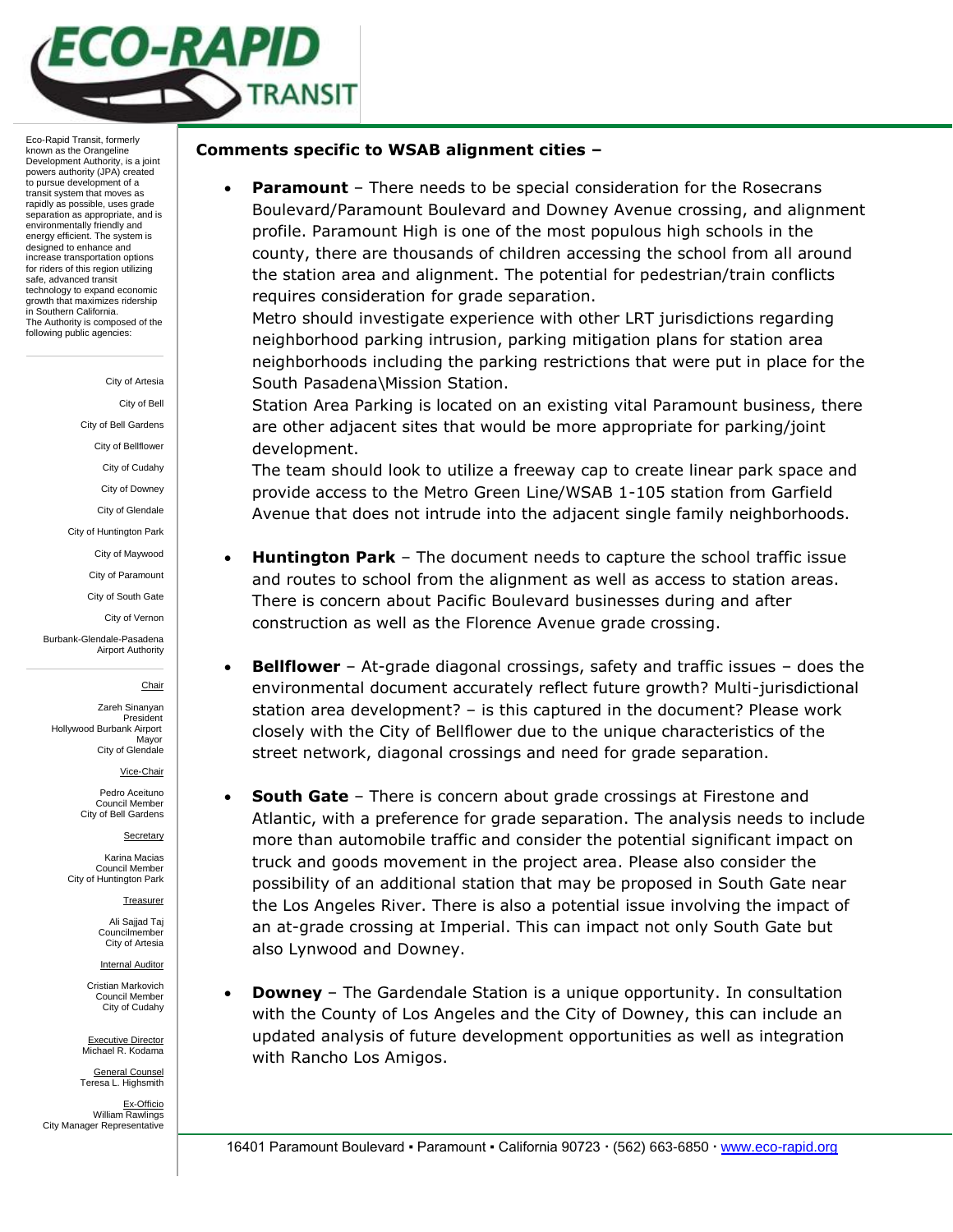Eco-Rapid Transit, formerly known as the Orangeline Development Authority, is a joint powers authority (JPA) created to pursue development of a transit system that moves as rapidly as possible, uses grade separation as appropriate, and is environmentally friendly and energy efficient. The system is designed to enhance and increase transportation options for riders of this region utilizing safe, advanced transit technology to expand economic growth that maximizes ridership in Southern California.
The Authority is composed of the following public agencies:

City of Artesia
City of Bell
City of Bell Gardens
City of Bellflower
City of Cudahy
City of Downey
City of Glendale
City of Huntington Park
City of Maywood
City of Paramount
City of South Gate
City of Vernon
Burbank-Glendale-Pasadena Airport Authority

Chair
Zareh Sinanyan
President
Hollywood Burbank Airport
Mayor
City of Glendale

Vice-Chair
Pedro Aceituno
Council Member
City of Bell Gardens

Secretary
Karina Macias
Council Member
City of Huntington Park

Treasurer
Ali Sajjad Taj
Councilmember
City of Artesia

Internal Auditor
Cristian Markovich
Council Member
City of Cudahy

Executive Director
Michael R. Kodama

General Counsel
Teresa L. Highsmith

Ex-Officio
William Rawlings
City Manager Representative

**Comments specific to WSAB alignment cities –**

- **Paramount** – There needs to be special consideration for the Rosecrans Boulevard/Paramount Boulevard and Downey Avenue crossing, and alignment profile. Paramount High is one of the most populous high schools in the county, there are thousands of children accessing the school from all around the station area and alignment. The potential for pedestrian/train conflicts requires consideration for grade separation.
  Metro should investigate experience with other LRT jurisdictions regarding neighborhood parking intrusion, parking mitigation plans for station area neighborhoods including the parking restrictions that were put in place for the South Pasadena\Mission Station.
  Station Area Parking is located on an existing vital Paramount business, there are other adjacent sites that would be more appropriate for parking/joint development.
  The team should look to utilize a freeway cap to create linear park space and provide access to the Metro Green Line/WSAB 1-105 station from Garfield Avenue that does not intrude into the adjacent single family neighborhoods.

- **Huntington Park** – The document needs to capture the school traffic issue and routes to school from the alignment as well as access to station areas. There is concern about Pacific Boulevard businesses during and after construction as well as the Florence Avenue grade crossing.

- **Bellflower** – At-grade diagonal crossings, safety and traffic issues – does the environmental document accurately reflect future growth? Multi-jurisdictional station area development? – is this captured in the document? Please work closely with the City of Bellflower due to the unique characteristics of the street network, diagonal crossings and need for grade separation.

- **South Gate** – There is concern about grade crossings at Firestone and Atlantic, with a preference for grade separation. The analysis needs to include more than automobile traffic and consider the potential significant impact on truck and goods movement in the project area. Please also consider the possibility of an additional station that may be proposed in South Gate near the Los Angeles River. There is also a potential issue involving the impact of an at-grade crossing at Imperial. This can impact not only South Gate but also Lynwood and Downey.

- **Downey** – The Gardendale Station is a unique opportunity. In consultation with the County of Los Angeles and the City of Downey, this can include an updated analysis of future development opportunities as well as integration with Rancho Los Amigos.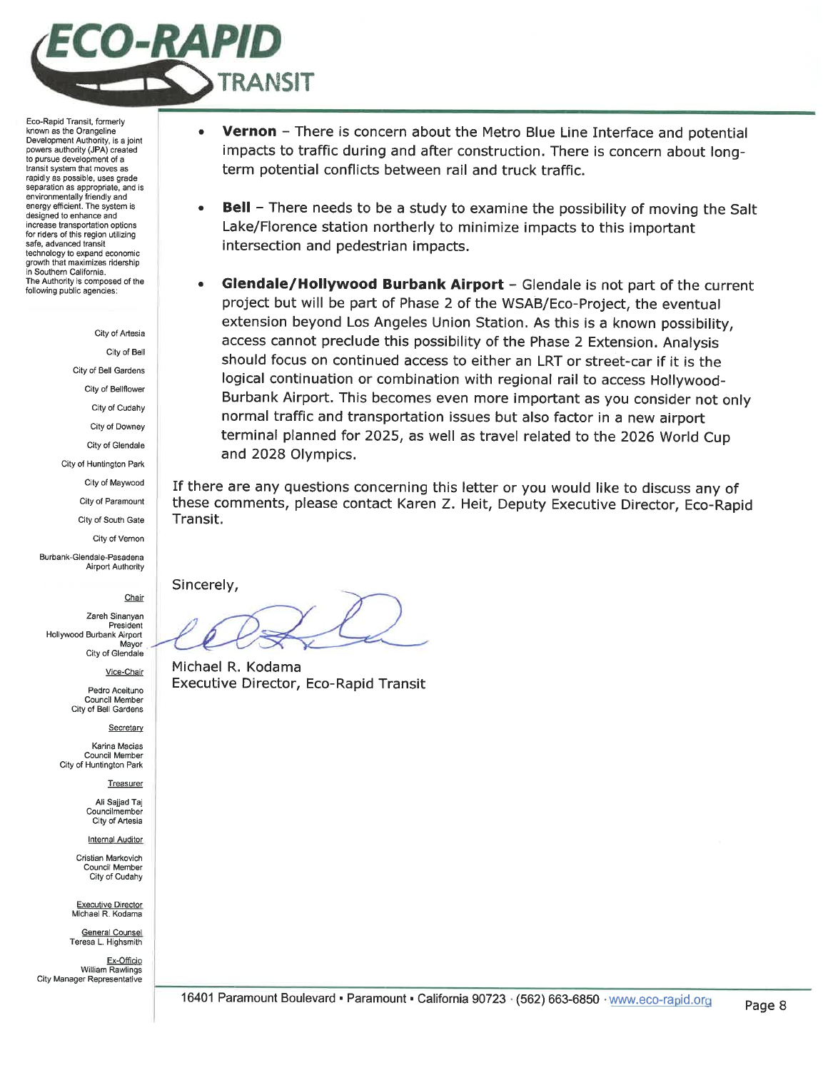- **Vernon** – There is concern about the Metro Blue Line Interface and potential impacts to traffic during and after construction. There is concern about long-term potential conflicts between rail and truck traffic.

- **Bell** – There needs to be a study to examine the possibility of moving the Salt Lake/Florence station northerly to minimize impacts to this important intersection and pedestrian impacts.

- **Glendale/Hollywood Burbank Airport** – Glendale is not part of the current project but will be part of Phase 2 of the WSAB/Eco-Project, the eventual extension beyond Los Angeles Union Station. As this is a known possibility, access cannot preclude this possibility of the Phase 2 Extension. Analysis should focus on continued access to either an LRT or street-car if it is the logical continuation or combination with regional rail to access Hollywood-Burbank Airport. This becomes even more important as you consider not only normal traffic and transportation issues but also factor in a new airport terminal planned for 2025, as well as travel related to the 2026 World Cup and 2028 Olympics.

If there are any questions concerning this letter or you would like to discuss any of these comments, please contact Karen Z. Heit, Deputy Executive Director, Eco-Rapid Transit.

Sincerely,

Michael R. Kodama
Executive Director, Eco-Rapid Transit

---

Eco-Rapid Transit, formerly known as the Orangeline Development Authority, is a joint powers authority (JPA) created to pursue development of a transit system that moves as rapidly as possible, uses grade separation as appropriate, and is environmentally friendly and energy efficient. The system is designed to enhance and increase transportation options for riders of this region utilizing safe, advanced transit technology to expand economic growth that maximizes ridership in Southern California. The Authority is composed of the following public agencies:

City of Artesia
City of Bell
City of Bell Gardens
City of Bellflower
City of Cudahy
City of Downey
City of Glendale
City of Huntington Park
City of Maywood
City of Paramount
City of South Gate
City of Vernon
Burbank-Glendale-Pasadena Airport Authority

Chair
Zareh Sinanyan
President
Hollywood Burbank Airport
Mayor
City of Glendale

Vice-Chair
Pedro Aceituno
Council Member
City of Bell Gardens

Secretary
Karina Macias
Council Member
City of Huntington Park

Treasurer
Ali Sajjad Taj
Councilmember
City of Artesia

Internal Auditor
Cristian Markovich
Council Member
City of Cudahy

Executive Director
Michael R. Kodama

General Counsel
Teresa L. Highsmith

Ex-Officio
William Rawlings
City Manager Representative

16401 Paramount Boulevard • Paramount • California 90723 · (562) 663-6850 · www.eco-rapid.org